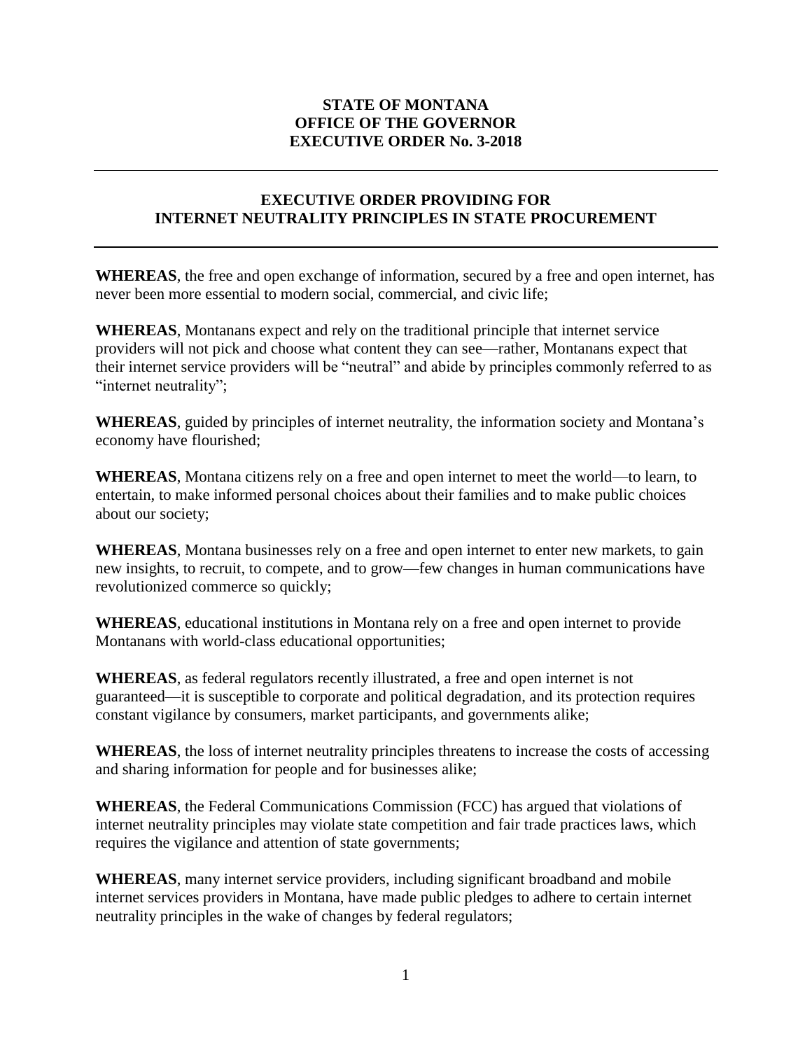**STATE OF MONTANA**
**OFFICE OF THE GOVERNOR**
**EXECUTIVE ORDER No. 3-2018**

---

## EXECUTIVE ORDER PROVIDING FOR INTERNET NEUTRALITY PRINCIPLES IN STATE PROCUREMENT

---

**WHEREAS**, the free and open exchange of information, secured by a free and open internet, has never been more essential to modern social, commercial, and civic life;

**WHEREAS**, Montanans expect and rely on the traditional principle that internet service providers will not pick and choose what content they can see—rather, Montanans expect that their internet service providers will be "neutral" and abide by principles commonly referred to as "internet neutrality";

**WHEREAS**, guided by principles of internet neutrality, the information society and Montana's economy have flourished;

**WHEREAS**, Montana citizens rely on a free and open internet to meet the world—to learn, to entertain, to make informed personal choices about their families and to make public choices about our society;

**WHEREAS**, Montana businesses rely on a free and open internet to enter new markets, to gain new insights, to recruit, to compete, and to grow—few changes in human communications have revolutionized commerce so quickly;

**WHEREAS**, educational institutions in Montana rely on a free and open internet to provide Montanans with world-class educational opportunities;

**WHEREAS**, as federal regulators recently illustrated, a free and open internet is not guaranteed—it is susceptible to corporate and political degradation, and its protection requires constant vigilance by consumers, market participants, and governments alike;

**WHEREAS**, the loss of internet neutrality principles threatens to increase the costs of accessing and sharing information for people and for businesses alike;

**WHEREAS**, the Federal Communications Commission (FCC) has argued that violations of internet neutrality principles may violate state competition and fair trade practices laws, which requires the vigilance and attention of state governments;

**WHEREAS**, many internet service providers, including significant broadband and mobile internet services providers in Montana, have made public pledges to adhere to certain internet neutrality principles in the wake of changes by federal regulators;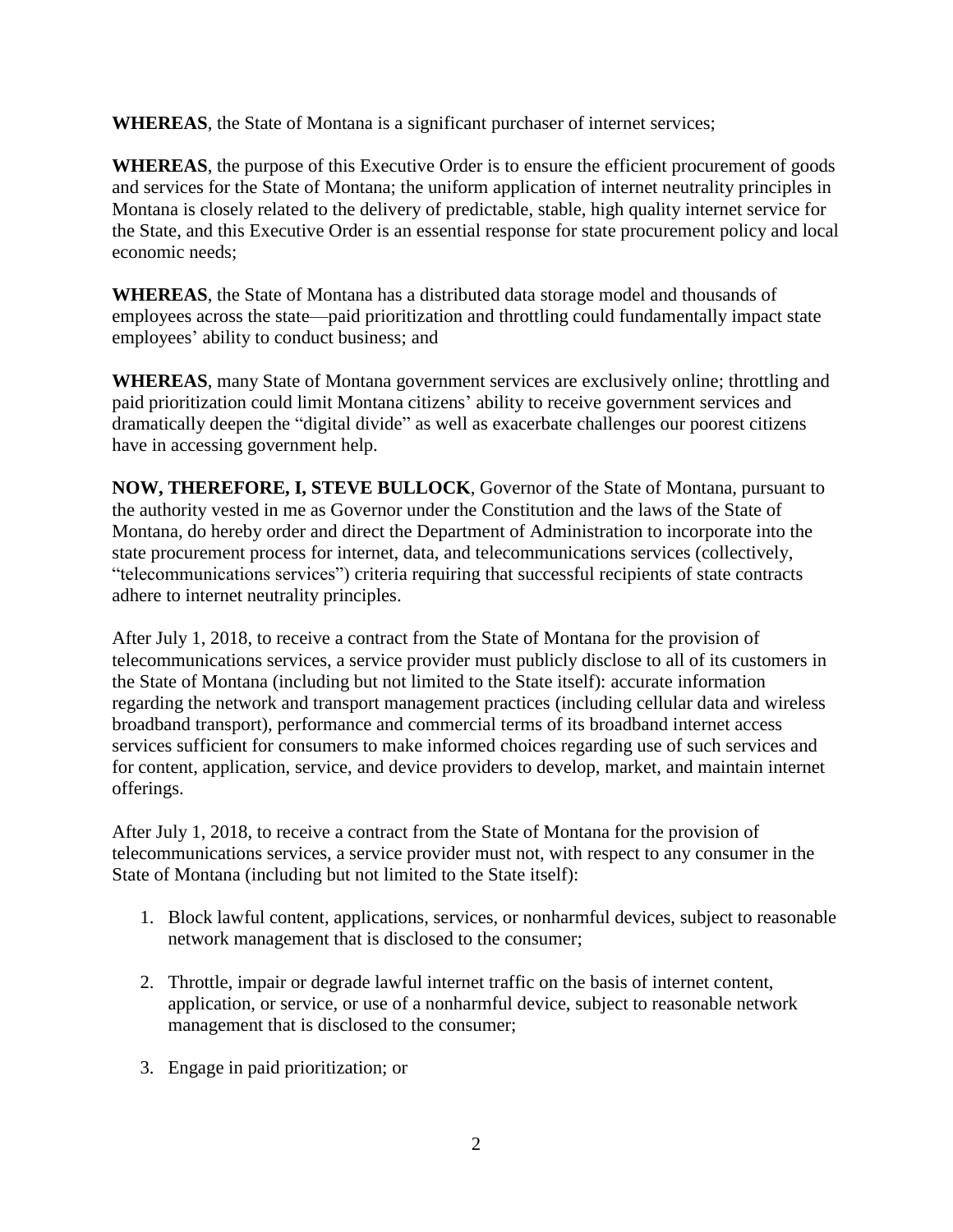**WHEREAS**, the State of Montana is a significant purchaser of internet services;

**WHEREAS**, the purpose of this Executive Order is to ensure the efficient procurement of goods and services for the State of Montana; the uniform application of internet neutrality principles in Montana is closely related to the delivery of predictable, stable, high quality internet service for the State, and this Executive Order is an essential response for state procurement policy and local economic needs;

**WHEREAS**, the State of Montana has a distributed data storage model and thousands of employees across the state—paid prioritization and throttling could fundamentally impact state employees' ability to conduct business; and

**WHEREAS**, many State of Montana government services are exclusively online; throttling and paid prioritization could limit Montana citizens' ability to receive government services and dramatically deepen the "digital divide" as well as exacerbate challenges our poorest citizens have in accessing government help.

**NOW, THEREFORE, I, STEVE BULLOCK**, Governor of the State of Montana, pursuant to the authority vested in me as Governor under the Constitution and the laws of the State of Montana, do hereby order and direct the Department of Administration to incorporate into the state procurement process for internet, data, and telecommunications services (collectively, "telecommunications services") criteria requiring that successful recipients of state contracts adhere to internet neutrality principles.

After July 1, 2018, to receive a contract from the State of Montana for the provision of telecommunications services, a service provider must publicly disclose to all of its customers in the State of Montana (including but not limited to the State itself): accurate information regarding the network and transport management practices (including cellular data and wireless broadband transport), performance and commercial terms of its broadband internet access services sufficient for consumers to make informed choices regarding use of such services and for content, application, service, and device providers to develop, market, and maintain internet offerings.

After July 1, 2018, to receive a contract from the State of Montana for the provision of telecommunications services, a service provider must not, with respect to any consumer in the State of Montana (including but not limited to the State itself):

1. Block lawful content, applications, services, or nonharmful devices, subject to reasonable network management that is disclosed to the consumer;

2. Throttle, impair or degrade lawful internet traffic on the basis of internet content, application, or service, or use of a nonharmful device, subject to reasonable network management that is disclosed to the consumer;

3. Engage in paid prioritization; or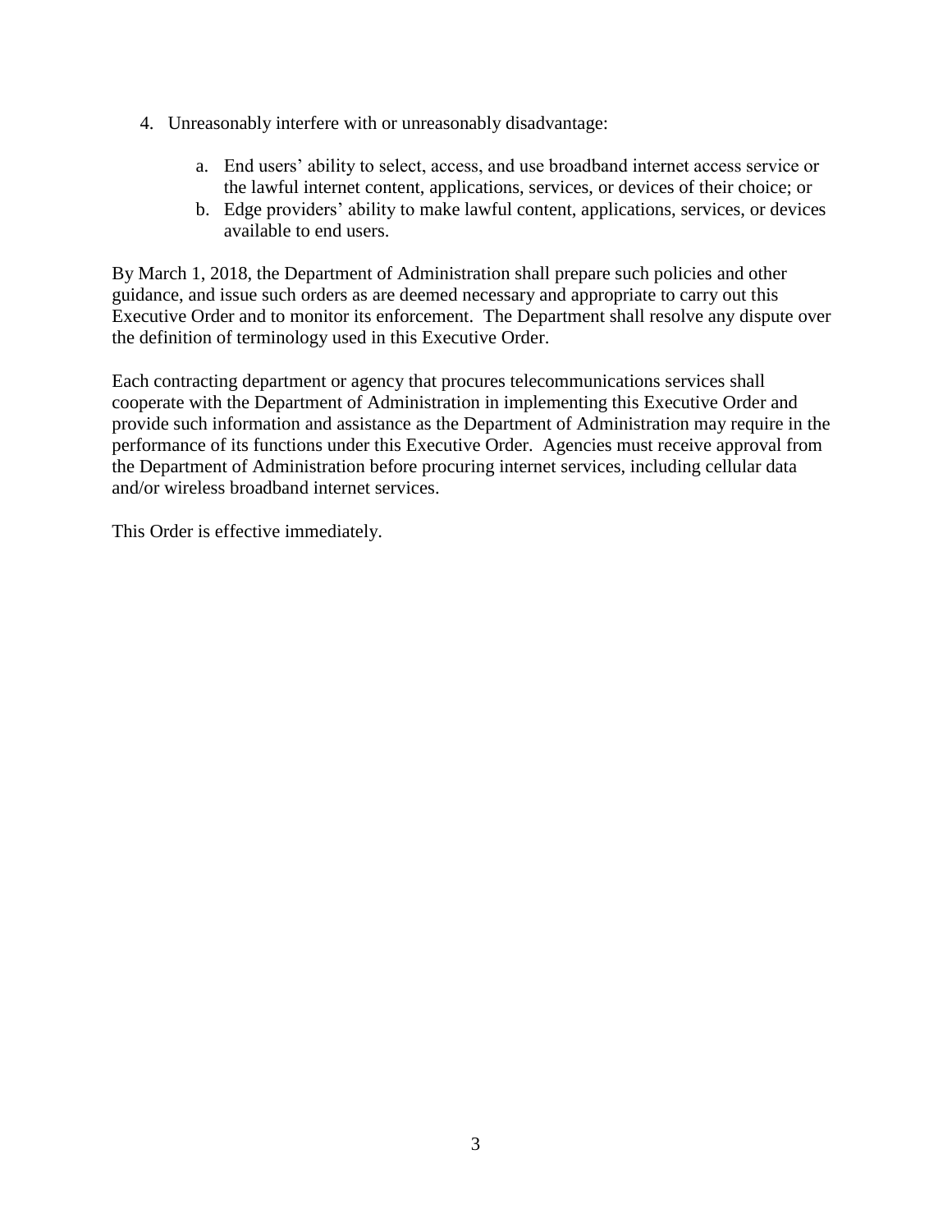4. Unreasonably interfere with or unreasonably disadvantage:

    a. End users' ability to select, access, and use broadband internet access service or the lawful internet content, applications, services, or devices of their choice; or
    b. Edge providers' ability to make lawful content, applications, services, or devices available to end users.

By March 1, 2018, the Department of Administration shall prepare such policies and other guidance, and issue such orders as are deemed necessary and appropriate to carry out this Executive Order and to monitor its enforcement. The Department shall resolve any dispute over the definition of terminology used in this Executive Order.

Each contracting department or agency that procures telecommunications services shall cooperate with the Department of Administration in implementing this Executive Order and provide such information and assistance as the Department of Administration may require in the performance of its functions under this Executive Order. Agencies must receive approval from the Department of Administration before procuring internet services, including cellular data and/or wireless broadband internet services.

This Order is effective immediately.